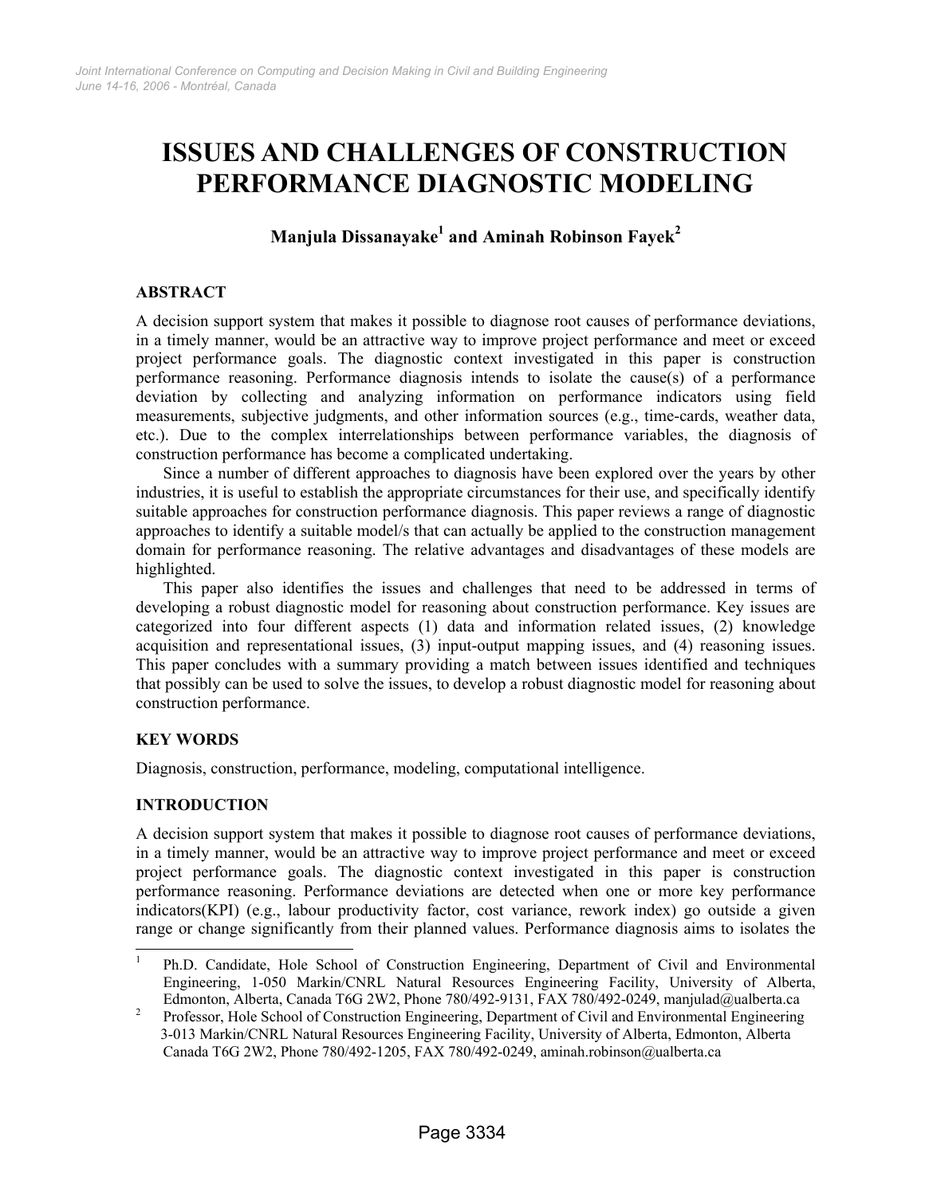# ISSUES AND CHALLENGES OF CONSTRUCTION PERFORMANCE DIAGNOSTIC MODELING

**Manjula Dissanayake[1] and Aminah Robinson Fayek[2]**

## ABSTRACT

A decision support system that makes it possible to diagnose root causes of performance deviations, in a timely manner, would be an attractive way to improve project performance and meet or exceed project performance goals. The diagnostic context investigated in this paper is construction performance reasoning. Performance diagnosis intends to isolate the cause(s) of a performance deviation by collecting and analyzing information on performance indicators using field measurements, subjective judgments, and other information sources (e.g., time-cards, weather data, etc.). Due to the complex interrelationships between performance variables, the diagnosis of construction performance has become a complicated undertaking.

Since a number of different approaches to diagnosis have been explored over the years by other industries, it is useful to establish the appropriate circumstances for their use, and specifically identify suitable approaches for construction performance diagnosis. This paper reviews a range of diagnostic approaches to identify a suitable model/s that can actually be applied to the construction management domain for performance reasoning. The relative advantages and disadvantages of these models are highlighted.

This paper also identifies the issues and challenges that need to be addressed in terms of developing a robust diagnostic model for reasoning about construction performance. Key issues are categorized into four different aspects (1) data and information related issues, (2) knowledge acquisition and representational issues, (3) input-output mapping issues, and (4) reasoning issues. This paper concludes with a summary providing a match between issues identified and techniques that possibly can be used to solve the issues, to develop a robust diagnostic model for reasoning about construction performance.

## KEY WORDS

Diagnosis, construction, performance, modeling, computational intelligence.

## INTRODUCTION

A decision support system that makes it possible to diagnose root causes of performance deviations, in a timely manner, would be an attractive way to improve project performance and meet or exceed project performance goals. The diagnostic context investigated in this paper is construction performance reasoning. Performance deviations are detected when one or more key performance indicators(KPI) (e.g., labour productivity factor, cost variance, rework index) go outside a given range or change significantly from their planned values. Performance diagnosis aims to isolates the

---

[1] Ph.D. Candidate, Hole School of Construction Engineering, Department of Civil and Environmental Engineering, 1-050 Markin/CNRL Natural Resources Engineering Facility, University of Alberta, Edmonton, Alberta, Canada T6G 2W2, Phone 780/492-9131, FAX 780/492-0249, manjulad@ualberta.ca

[2] Professor, Hole School of Construction Engineering, Department of Civil and Environmental Engineering 3-013 Markin/CNRL Natural Resources Engineering Facility, University of Alberta, Edmonton, Alberta Canada T6G 2W2, Phone 780/492-1205, FAX 780/492-0249, aminah.robinson@ualberta.ca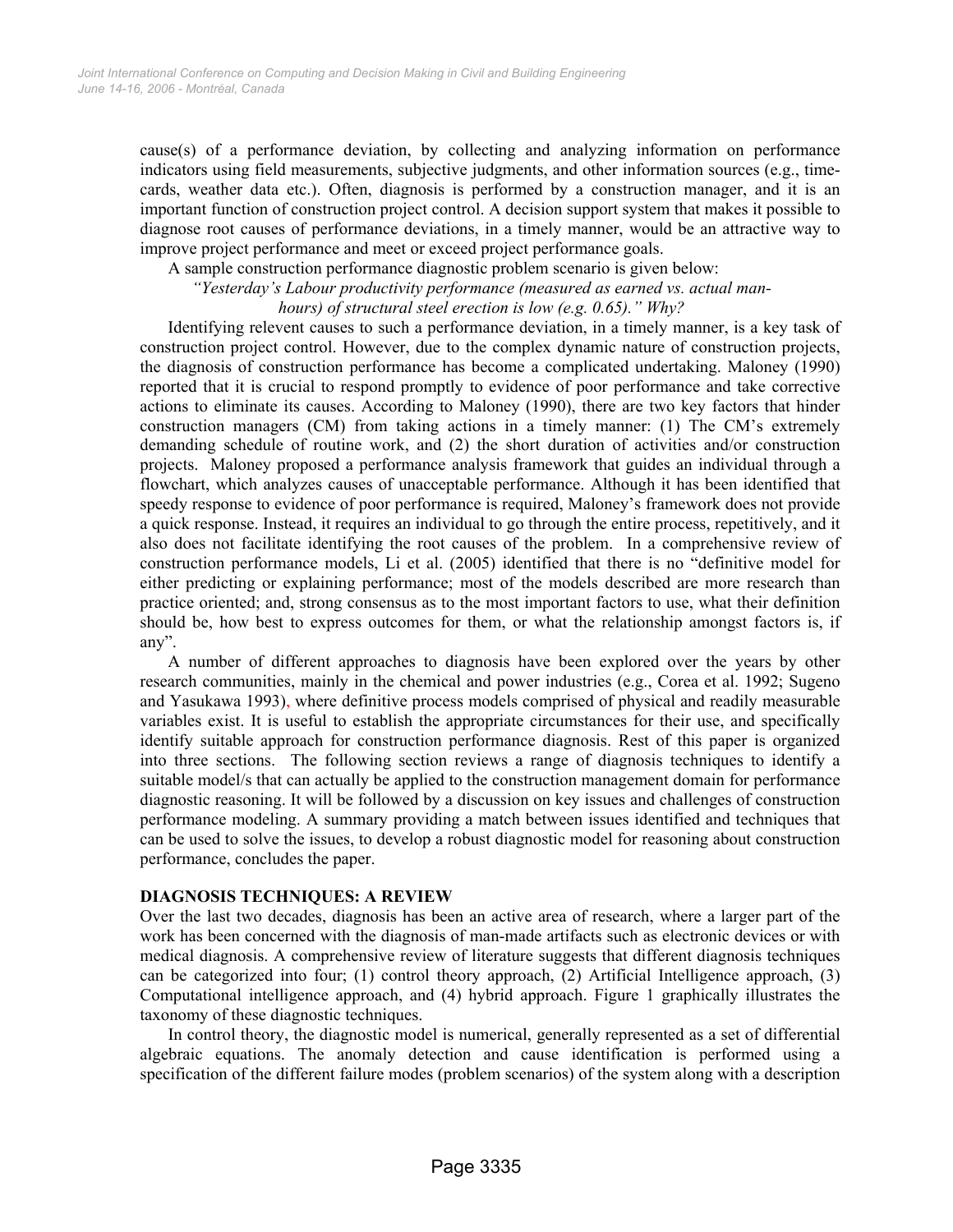cause(s) of a performance deviation, by collecting and analyzing information on performance indicators using field measurements, subjective judgments, and other information sources (e.g., time-cards, weather data etc.). Often, diagnosis is performed by a construction manager, and it is an important function of construction project control. A decision support system that makes it possible to diagnose root causes of performance deviations, in a timely manner, would be an attractive way to improve project performance and meet or exceed project performance goals.

A sample construction performance diagnostic problem scenario is given below:

*"Yesterday's Labour productivity performance (measured as earned vs. actual man-hours) of structural steel erection is low (e.g. 0.65)." Why?*

Identifying relevent causes to such a performance deviation, in a timely manner, is a key task of construction project control. However, due to the complex dynamic nature of construction projects, the diagnosis of construction performance has become a complicated undertaking. Maloney (1990) reported that it is crucial to respond promptly to evidence of poor performance and take corrective actions to eliminate its causes. According to Maloney (1990), there are two key factors that hinder construction managers (CM) from taking actions in a timely manner: (1) The CM's extremely demanding schedule of routine work, and (2) the short duration of activities and/or construction projects. Maloney proposed a performance analysis framework that guides an individual through a flowchart, which analyzes causes of unacceptable performance. Although it has been identified that speedy response to evidence of poor performance is required, Maloney's framework does not provide a quick response. Instead, it requires an individual to go through the entire process, repetitively, and it also does not facilitate identifying the root causes of the problem. In a comprehensive review of construction performance models, Li et al. (2005) identified that there is no "definitive model for either predicting or explaining performance; most of the models described are more research than practice oriented; and, strong consensus as to the most important factors to use, what their definition should be, how best to express outcomes for them, or what the relationship amongst factors is, if any".

A number of different approaches to diagnosis have been explored over the years by other research communities, mainly in the chemical and power industries (e.g., Corea et al. 1992; Sugeno and Yasukawa 1993), where definitive process models comprised of physical and readily measurable variables exist. It is useful to establish the appropriate circumstances for their use, and specifically identify suitable approach for construction performance diagnosis. Rest of this paper is organized into three sections. The following section reviews a range of diagnosis techniques to identify a suitable model/s that can actually be applied to the construction management domain for performance diagnostic reasoning. It will be followed by a discussion on key issues and challenges of construction performance modeling. A summary providing a match between issues identified and techniques that can be used to solve the issues, to develop a robust diagnostic model for reasoning about construction performance, concludes the paper.

## DIAGNOSIS TECHNIQUES: A REVIEW

Over the last two decades, diagnosis has been an active area of research, where a larger part of the work has been concerned with the diagnosis of man-made artifacts such as electronic devices or with medical diagnosis. A comprehensive review of literature suggests that different diagnosis techniques can be categorized into four; (1) control theory approach, (2) Artificial Intelligence approach, (3) Computational intelligence approach, and (4) hybrid approach. Figure 1 graphically illustrates the taxonomy of these diagnostic techniques.

In control theory, the diagnostic model is numerical, generally represented as a set of differential algebraic equations. The anomaly detection and cause identification is performed using a specification of the different failure modes (problem scenarios) of the system along with a description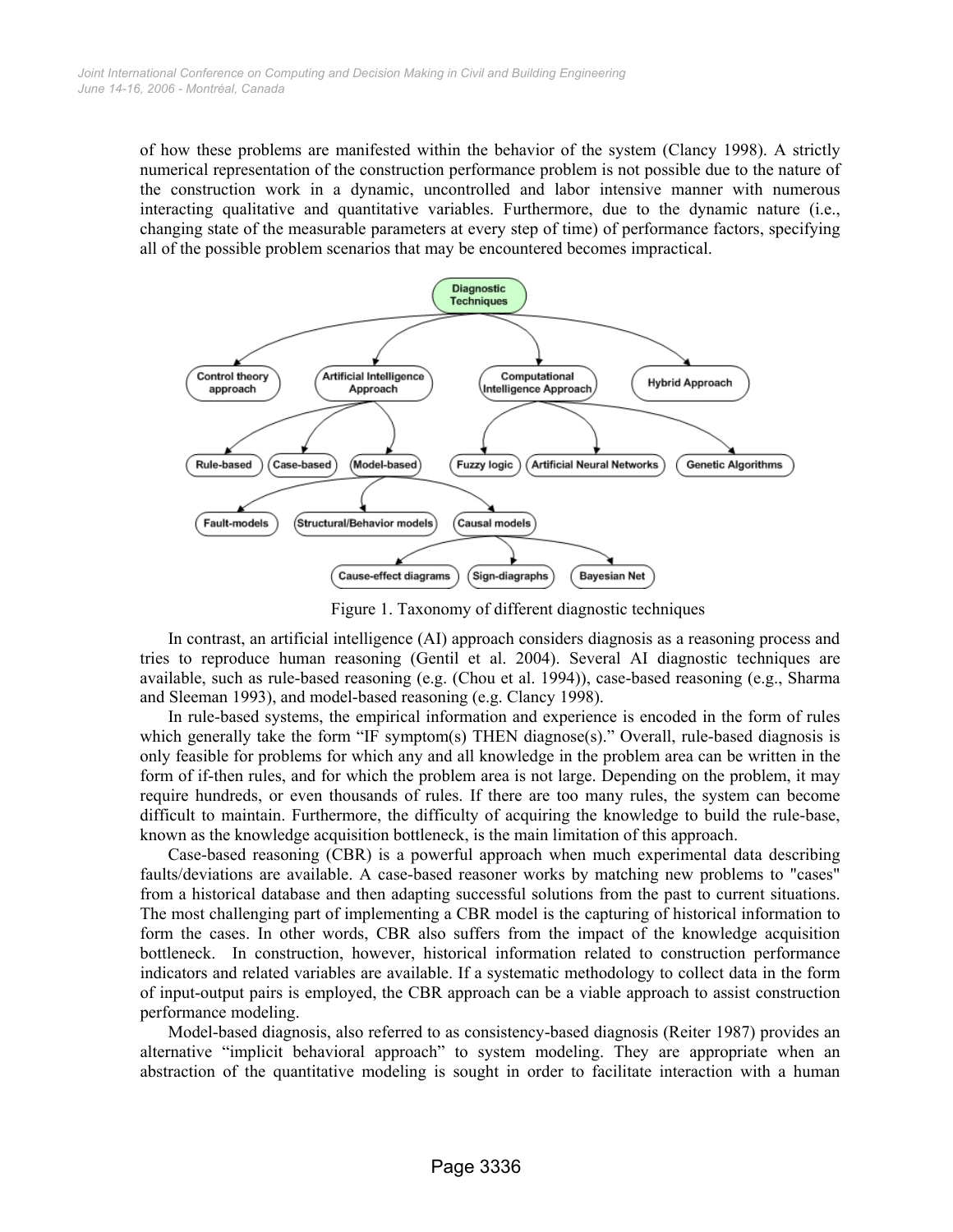of how these problems are manifested within the behavior of the system (Clancy 1998). A strictly numerical representation of the construction performance problem is not possible due to the nature of the construction work in a dynamic, uncontrolled and labor intensive manner with numerous interacting qualitative and quantitative variables. Furthermore, due to the dynamic nature (i.e., changing state of the measurable parameters at every step of time) of performance factors, specifying all of the possible problem scenarios that may be encountered becomes impractical.

Figure 1. Taxonomy of different diagnostic techniques

In contrast, an artificial intelligence (AI) approach considers diagnosis as a reasoning process and tries to reproduce human reasoning (Gentil et al. 2004). Several AI diagnostic techniques are available, such as rule-based reasoning (e.g. (Chou et al. 1994)), case-based reasoning (e.g., Sharma and Sleeman 1993), and model-based reasoning (e.g. Clancy 1998).

In rule-based systems, the empirical information and experience is encoded in the form of rules which generally take the form "IF symptom(s) THEN diagnose(s)." Overall, rule-based diagnosis is only feasible for problems for which any and all knowledge in the problem area can be written in the form of if-then rules, and for which the problem area is not large. Depending on the problem, it may require hundreds, or even thousands of rules. If there are too many rules, the system can become difficult to maintain. Furthermore, the difficulty of acquiring the knowledge to build the rule-base, known as the knowledge acquisition bottleneck, is the main limitation of this approach.

Case-based reasoning (CBR) is a powerful approach when much experimental data describing faults/deviations are available. A case-based reasoner works by matching new problems to "cases" from a historical database and then adapting successful solutions from the past to current situations. The most challenging part of implementing a CBR model is the capturing of historical information to form the cases. In other words, CBR also suffers from the impact of the knowledge acquisition bottleneck. In construction, however, historical information related to construction performance indicators and related variables are available. If a systematic methodology to collect data in the form of input-output pairs is employed, the CBR approach can be a viable approach to assist construction performance modeling.

Model-based diagnosis, also referred to as consistency-based diagnosis (Reiter 1987) provides an alternative "implicit behavioral approach" to system modeling. They are appropriate when an abstraction of the quantitative modeling is sought in order to facilitate interaction with a human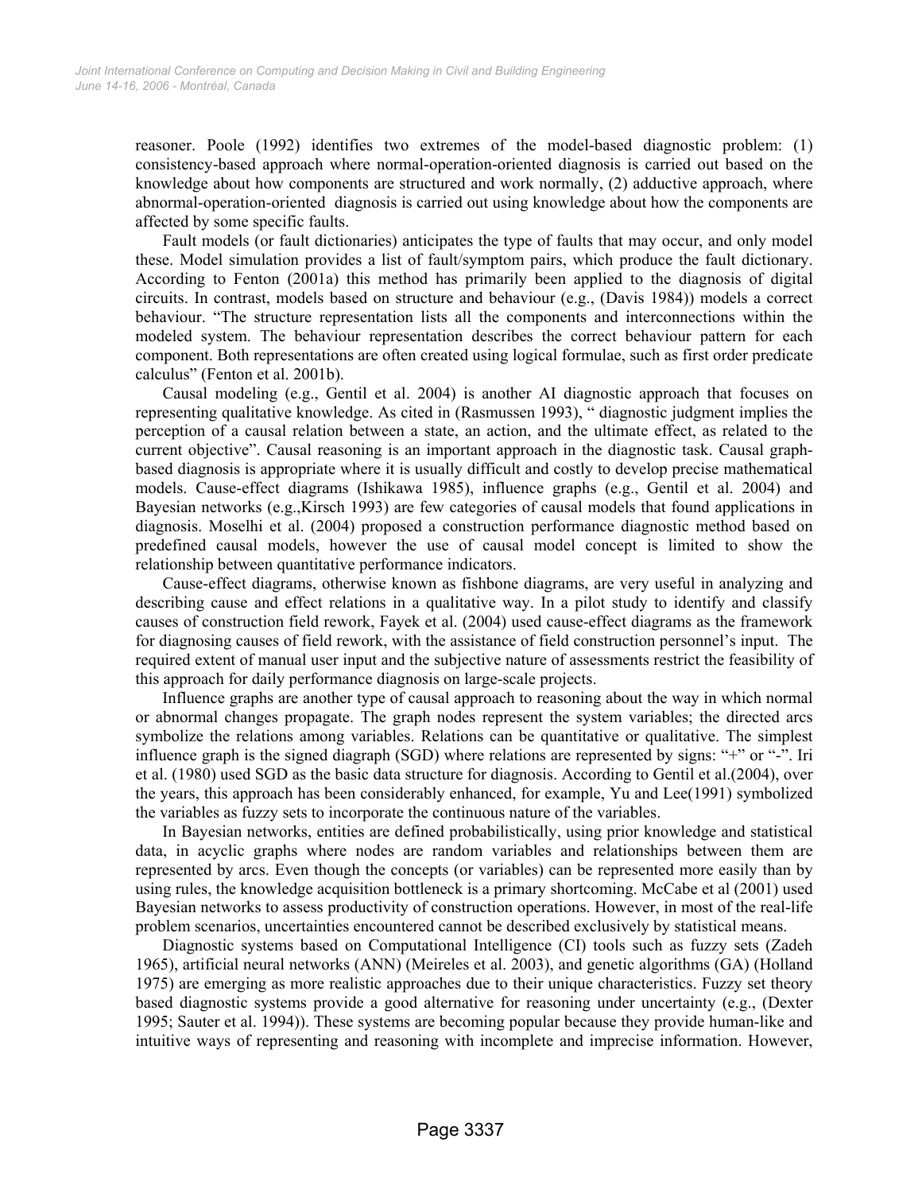reasoner. Poole (1992) identifies two extremes of the model-based diagnostic problem: (1) consistency-based approach where normal-operation-oriented diagnosis is carried out based on the knowledge about how components are structured and work normally, (2) adductive approach, where abnormal-operation-oriented diagnosis is carried out using knowledge about how the components are affected by some specific faults.

Fault models (or fault dictionaries) anticipates the type of faults that may occur, and only model these. Model simulation provides a list of fault/symptom pairs, which produce the fault dictionary. According to Fenton (2001a) this method has primarily been applied to the diagnosis of digital circuits. In contrast, models based on structure and behaviour (e.g., (Davis 1984)) models a correct behaviour. "The structure representation lists all the components and interconnections within the modeled system. The behaviour representation describes the correct behaviour pattern for each component. Both representations are often created using logical formulae, such as first order predicate calculus" (Fenton et al. 2001b).

Causal modeling (e.g., Gentil et al. 2004) is another AI diagnostic approach that focuses on representing qualitative knowledge. As cited in (Rasmussen 1993), " diagnostic judgment implies the perception of a causal relation between a state, an action, and the ultimate effect, as related to the current objective". Causal reasoning is an important approach in the diagnostic task. Causal graph-based diagnosis is appropriate where it is usually difficult and costly to develop precise mathematical models. Cause-effect diagrams (Ishikawa 1985), influence graphs (e.g., Gentil et al. 2004) and Bayesian networks (e.g.,Kirsch 1993) are few categories of causal models that found applications in diagnosis. Moselhi et al. (2004) proposed a construction performance diagnostic method based on predefined causal models, however the use of causal model concept is limited to show the relationship between quantitative performance indicators.

Cause-effect diagrams, otherwise known as fishbone diagrams, are very useful in analyzing and describing cause and effect relations in a qualitative way. In a pilot study to identify and classify causes of construction field rework, Fayek et al. (2004) used cause-effect diagrams as the framework for diagnosing causes of field rework, with the assistance of field construction personnel's input. The required extent of manual user input and the subjective nature of assessments restrict the feasibility of this approach for daily performance diagnosis on large-scale projects.

Influence graphs are another type of causal approach to reasoning about the way in which normal or abnormal changes propagate. The graph nodes represent the system variables; the directed arcs symbolize the relations among variables. Relations can be quantitative or qualitative. The simplest influence graph is the signed diagraph (SGD) where relations are represented by signs: "+" or "-". Iri et al. (1980) used SGD as the basic data structure for diagnosis. According to Gentil et al.(2004), over the years, this approach has been considerably enhanced, for example, Yu and Lee(1991) symbolized the variables as fuzzy sets to incorporate the continuous nature of the variables.

In Bayesian networks, entities are defined probabilistically, using prior knowledge and statistical data, in acyclic graphs where nodes are random variables and relationships between them are represented by arcs. Even though the concepts (or variables) can be represented more easily than by using rules, the knowledge acquisition bottleneck is a primary shortcoming. McCabe et al (2001) used Bayesian networks to assess productivity of construction operations. However, in most of the real-life problem scenarios, uncertainties encountered cannot be described exclusively by statistical means.

Diagnostic systems based on Computational Intelligence (CI) tools such as fuzzy sets (Zadeh 1965), artificial neural networks (ANN) (Meireles et al. 2003), and genetic algorithms (GA) (Holland 1975) are emerging as more realistic approaches due to their unique characteristics. Fuzzy set theory based diagnostic systems provide a good alternative for reasoning under uncertainty (e.g., (Dexter 1995; Sauter et al. 1994)). These systems are becoming popular because they provide human-like and intuitive ways of representing and reasoning with incomplete and imprecise information. However,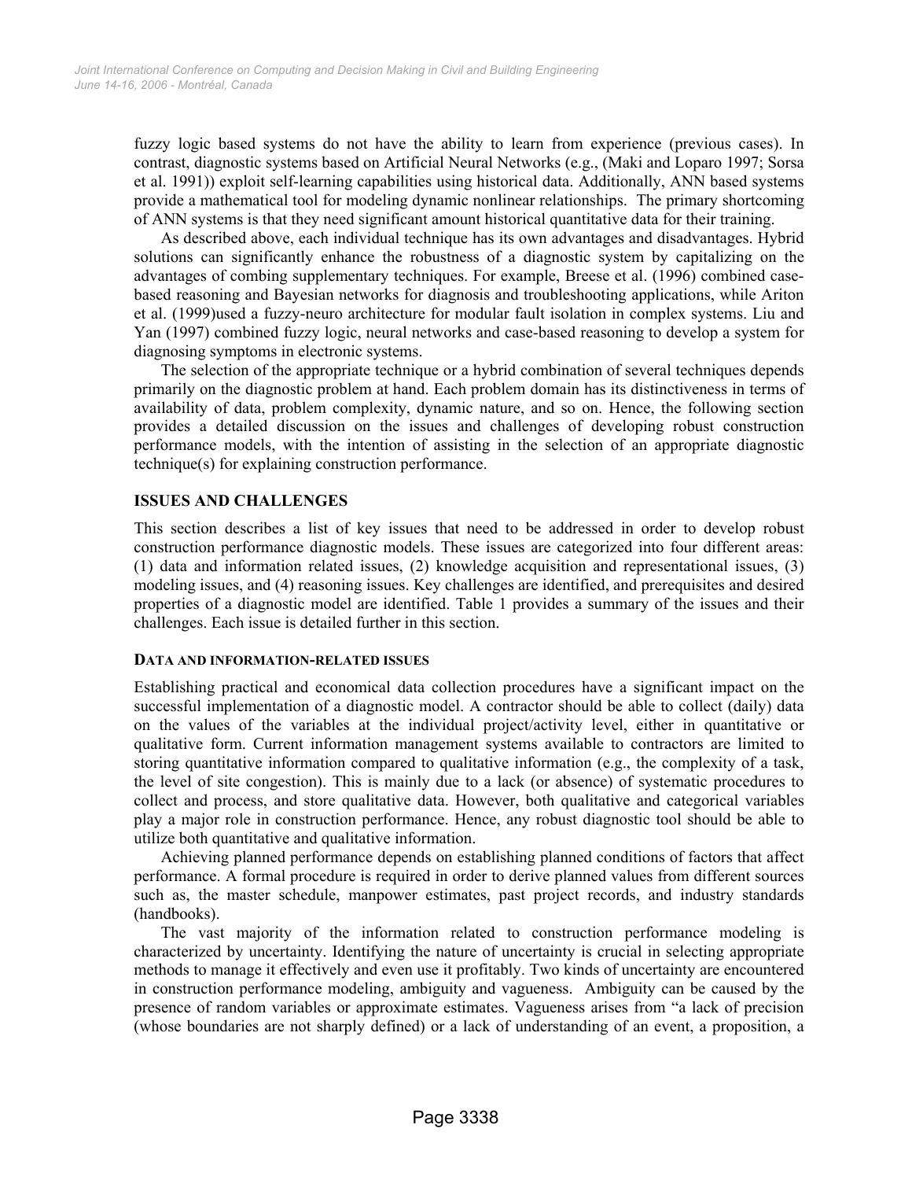fuzzy logic based systems do not have the ability to learn from experience (previous cases). In contrast, diagnostic systems based on Artificial Neural Networks (e.g., (Maki and Loparo 1997; Sorsa et al. 1991)) exploit self-learning capabilities using historical data. Additionally, ANN based systems provide a mathematical tool for modeling dynamic nonlinear relationships. The primary shortcoming of ANN systems is that they need significant amount historical quantitative data for their training.

As described above, each individual technique has its own advantages and disadvantages. Hybrid solutions can significantly enhance the robustness of a diagnostic system by capitalizing on the advantages of combing supplementary techniques. For example, Breese et al. (1996) combined case-based reasoning and Bayesian networks for diagnosis and troubleshooting applications, while Ariton et al. (1999)used a fuzzy-neuro architecture for modular fault isolation in complex systems. Liu and Yan (1997) combined fuzzy logic, neural networks and case-based reasoning to develop a system for diagnosing symptoms in electronic systems.

The selection of the appropriate technique or a hybrid combination of several techniques depends primarily on the diagnostic problem at hand. Each problem domain has its distinctiveness in terms of availability of data, problem complexity, dynamic nature, and so on. Hence, the following section provides a detailed discussion on the issues and challenges of developing robust construction performance models, with the intention of assisting in the selection of an appropriate diagnostic technique(s) for explaining construction performance.

## ISSUES AND CHALLENGES

This section describes a list of key issues that need to be addressed in order to develop robust construction performance diagnostic models. These issues are categorized into four different areas: (1) data and information related issues, (2) knowledge acquisition and representational issues, (3) modeling issues, and (4) reasoning issues. Key challenges are identified, and prerequisites and desired properties of a diagnostic model are identified. Table 1 provides a summary of the issues and their challenges. Each issue is detailed further in this section.

### DATA AND INFORMATION-RELATED ISSUES

Establishing practical and economical data collection procedures have a significant impact on the successful implementation of a diagnostic model. A contractor should be able to collect (daily) data on the values of the variables at the individual project/activity level, either in quantitative or qualitative form. Current information management systems available to contractors are limited to storing quantitative information compared to qualitative information (e.g., the complexity of a task, the level of site congestion). This is mainly due to a lack (or absence) of systematic procedures to collect and process, and store qualitative data. However, both qualitative and categorical variables play a major role in construction performance. Hence, any robust diagnostic tool should be able to utilize both quantitative and qualitative information.

Achieving planned performance depends on establishing planned conditions of factors that affect performance. A formal procedure is required in order to derive planned values from different sources such as, the master schedule, manpower estimates, past project records, and industry standards (handbooks).

The vast majority of the information related to construction performance modeling is characterized by uncertainty. Identifying the nature of uncertainty is crucial in selecting appropriate methods to manage it effectively and even use it profitably. Two kinds of uncertainty are encountered in construction performance modeling, ambiguity and vagueness. Ambiguity can be caused by the presence of random variables or approximate estimates. Vagueness arises from "a lack of precision (whose boundaries are not sharply defined) or a lack of understanding of an event, a proposition, a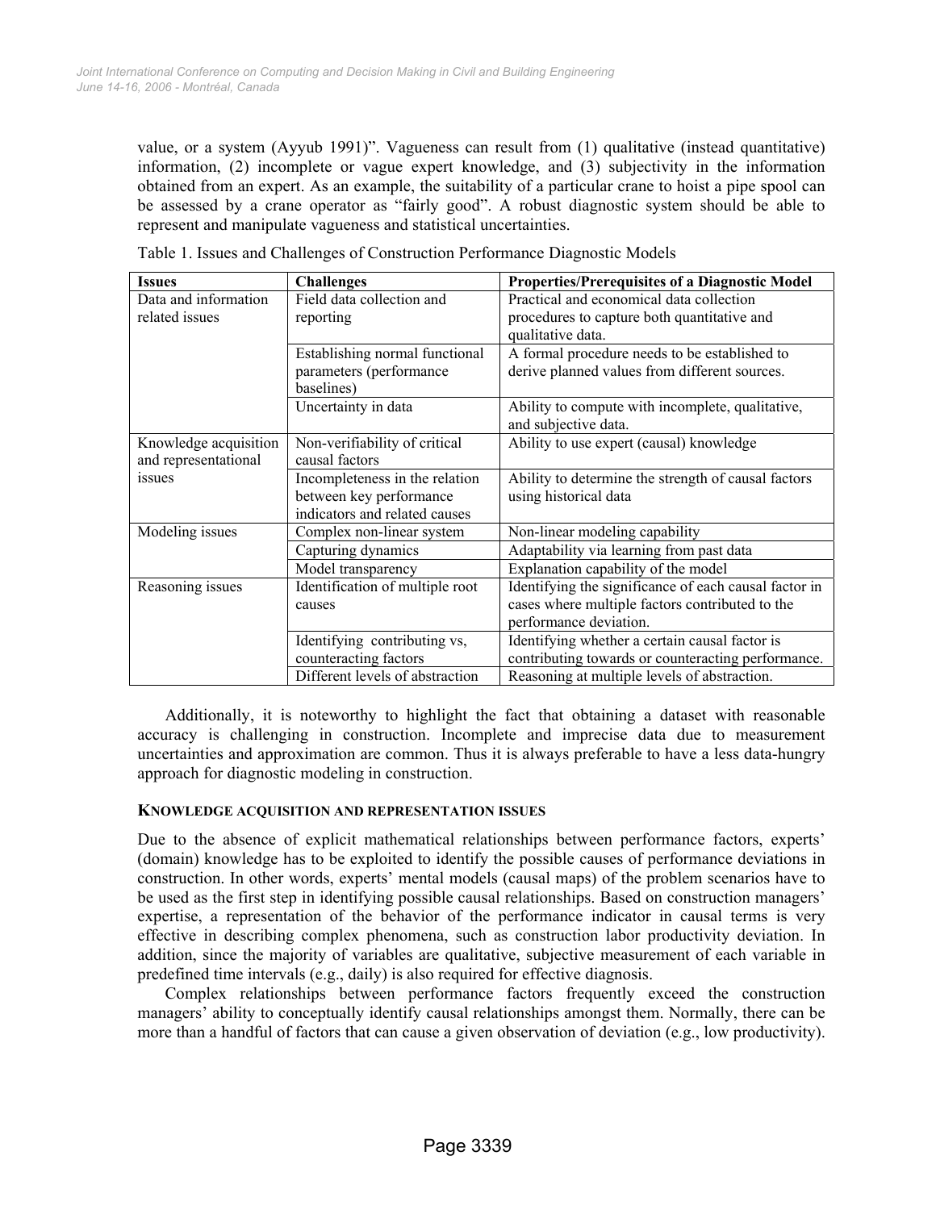value, or a system (Ayyub 1991)". Vagueness can result from (1) qualitative (instead quantitative) information, (2) incomplete or vague expert knowledge, and (3) subjectivity in the information obtained from an expert. As an example, the suitability of a particular crane to hoist a pipe spool can be assessed by a crane operator as "fairly good". A robust diagnostic system should be able to represent and manipulate vagueness and statistical uncertainties.

Table 1. Issues and Challenges of Construction Performance Diagnostic Models

| Issues | Challenges | Properties/Prerequisites of a Diagnostic Model |
|---|---|---|
| Data and information related issues | Field data collection and reporting | Practical and economical data collection procedures to capture both quantitative and qualitative data. |
| | Establishing normal functional parameters (performance baselines) | A formal procedure needs to be established to derive planned values from different sources. |
| | Uncertainty in data | Ability to compute with incomplete, qualitative, and subjective data. |
| Knowledge acquisition and representational issues | Non-verifiability of critical causal factors | Ability to use expert (causal) knowledge |
| | Incompleteness in the relation between key performance indicators and related causes | Ability to determine the strength of causal factors using historical data |
| Modeling issues | Complex non-linear system | Non-linear modeling capability |
| | Capturing dynamics | Adaptability via learning from past data |
| | Model transparency | Explanation capability of the model |
| Reasoning issues | Identification of multiple root causes | Identifying the significance of each causal factor in cases where multiple factors contributed to the performance deviation. |
| | Identifying contributing vs, counteracting factors | Identifying whether a certain causal factor is contributing towards or counteracting performance. |
| | Different levels of abstraction | Reasoning at multiple levels of abstraction. |

Additionally, it is noteworthy to highlight the fact that obtaining a dataset with reasonable accuracy is challenging in construction. Incomplete and imprecise data due to measurement uncertainties and approximation are common. Thus it is always preferable to have a less data-hungry approach for diagnostic modeling in construction.

### KNOWLEDGE ACQUISITION AND REPRESENTATION ISSUES

Due to the absence of explicit mathematical relationships between performance factors, experts' (domain) knowledge has to be exploited to identify the possible causes of performance deviations in construction. In other words, experts' mental models (causal maps) of the problem scenarios have to be used as the first step in identifying possible causal relationships. Based on construction managers' expertise, a representation of the behavior of the performance indicator in causal terms is very effective in describing complex phenomena, such as construction labor productivity deviation. In addition, since the majority of variables are qualitative, subjective measurement of each variable in predefined time intervals (e.g., daily) is also required for effective diagnosis.

Complex relationships between performance factors frequently exceed the construction managers' ability to conceptually identify causal relationships amongst them. Normally, there can be more than a handful of factors that can cause a given observation of deviation (e.g., low productivity).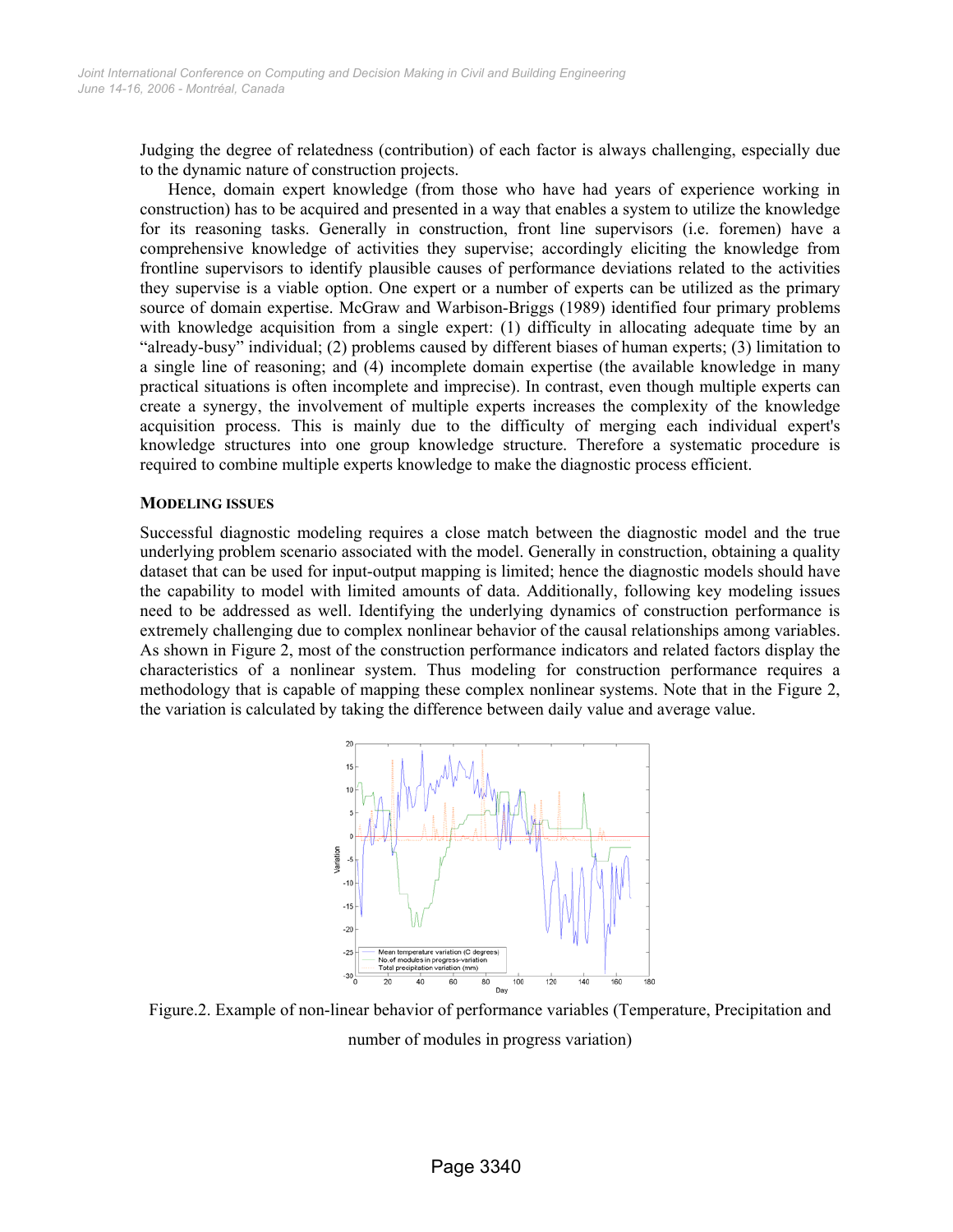Judging the degree of relatedness (contribution) of each factor is always challenging, especially due to the dynamic nature of construction projects.

Hence, domain expert knowledge (from those who have had years of experience working in construction) has to be acquired and presented in a way that enables a system to utilize the knowledge for its reasoning tasks. Generally in construction, front line supervisors (i.e. foremen) have a comprehensive knowledge of activities they supervise; accordingly eliciting the knowledge from frontline supervisors to identify plausible causes of performance deviations related to the activities they supervise is a viable option. One expert or a number of experts can be utilized as the primary source of domain expertise. McGraw and Warbison-Briggs (1989) identified four primary problems with knowledge acquisition from a single expert: (1) difficulty in allocating adequate time by an "already-busy" individual; (2) problems caused by different biases of human experts; (3) limitation to a single line of reasoning; and (4) incomplete domain expertise (the available knowledge in many practical situations is often incomplete and imprecise). In contrast, even though multiple experts can create a synergy, the involvement of multiple experts increases the complexity of the knowledge acquisition process. This is mainly due to the difficulty of merging each individual expert's knowledge structures into one group knowledge structure. Therefore a systematic procedure is required to combine multiple experts knowledge to make the diagnostic process efficient.

## MODELING ISSUES

Successful diagnostic modeling requires a close match between the diagnostic model and the true underlying problem scenario associated with the model. Generally in construction, obtaining a quality dataset that can be used for input-output mapping is limited; hence the diagnostic models should have the capability to model with limited amounts of data. Additionally, following key modeling issues need to be addressed as well. Identifying the underlying dynamics of construction performance is extremely challenging due to complex nonlinear behavior of the causal relationships among variables. As shown in Figure 2, most of the construction performance indicators and related factors display the characteristics of a nonlinear system. Thus modeling for construction performance requires a methodology that is capable of mapping these complex nonlinear systems. Note that in the Figure 2, the variation is calculated by taking the difference between daily value and average value.

Figure.2. Example of non-linear behavior of performance variables (Temperature, Precipitation and number of modules in progress variation)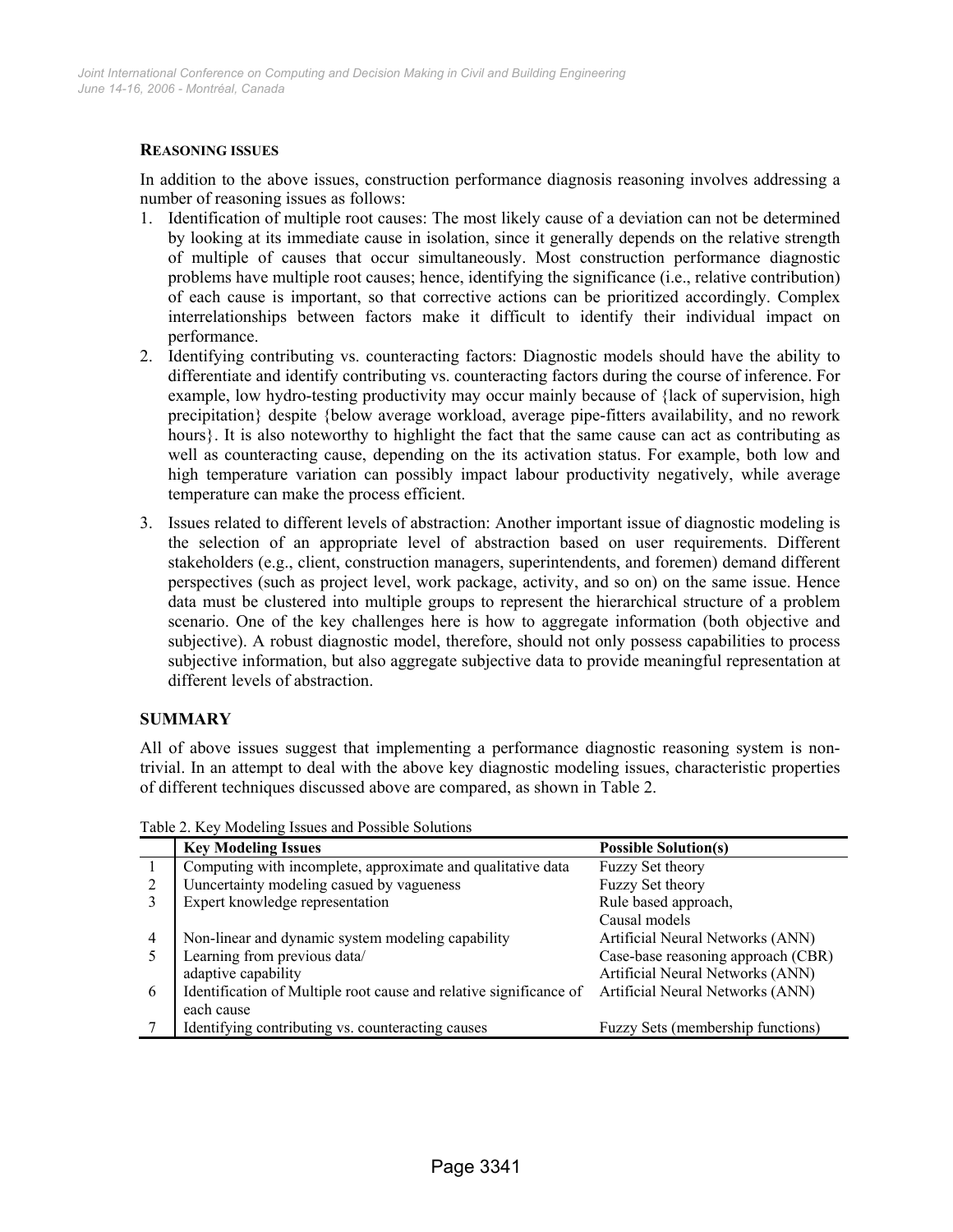### REASONING ISSUES

In addition to the above issues, construction performance diagnosis reasoning involves addressing a number of reasoning issues as follows:

1. Identification of multiple root causes: The most likely cause of a deviation can not be determined by looking at its immediate cause in isolation, since it generally depends on the relative strength of multiple of causes that occur simultaneously. Most construction performance diagnostic problems have multiple root causes; hence, identifying the significance (i.e., relative contribution) of each cause is important, so that corrective actions can be prioritized accordingly. Complex interrelationships between factors make it difficult to identify their individual impact on performance.
2. Identifying contributing vs. counteracting factors: Diagnostic models should have the ability to differentiate and identify contributing vs. counteracting factors during the course of inference. For example, low hydro-testing productivity may occur mainly because of {lack of supervision, high precipitation} despite {below average workload, average pipe-fitters availability, and no rework hours}. It is also noteworthy to highlight the fact that the same cause can act as contributing as well as counteracting cause, depending on the its activation status. For example, both low and high temperature variation can possibly impact labour productivity negatively, while average temperature can make the process efficient.
3. Issues related to different levels of abstraction: Another important issue of diagnostic modeling is the selection of an appropriate level of abstraction based on user requirements. Different stakeholders (e.g., client, construction managers, superintendents, and foremen) demand different perspectives (such as project level, work package, activity, and so on) on the same issue. Hence data must be clustered into multiple groups to represent the hierarchical structure of a problem scenario. One of the key challenges here is how to aggregate information (both objective and subjective). A robust diagnostic model, therefore, should not only possess capabilities to process subjective information, but also aggregate subjective data to provide meaningful representation at different levels of abstraction.

## SUMMARY

All of above issues suggest that implementing a performance diagnostic reasoning system is non-trivial. In an attempt to deal with the above key diagnostic modeling issues, characteristic properties of different techniques discussed above are compared, as shown in Table 2.

Table 2. Key Modeling Issues and Possible Solutions

| | Key Modeling Issues | Possible Solution(s) |
|---|---|---|
| 1 | Computing with incomplete, approximate and qualitative data | Fuzzy Set theory |
| 2 | Uuncertainty modeling casued by vagueness | Fuzzy Set theory |
| 3 | Expert knowledge representation | Rule based approach, Causal models |
| 4 | Non-linear and dynamic system modeling capability | Artificial Neural Networks (ANN) |
| 5 | Learning from previous data/ adaptive capability | Case-base reasoning approach (CBR) Artificial Neural Networks (ANN) |
| 6 | Identification of Multiple root cause and relative significance of each cause | Artificial Neural Networks (ANN) |
| 7 | Identifying contributing vs. counteracting causes | Fuzzy Sets (membership functions) |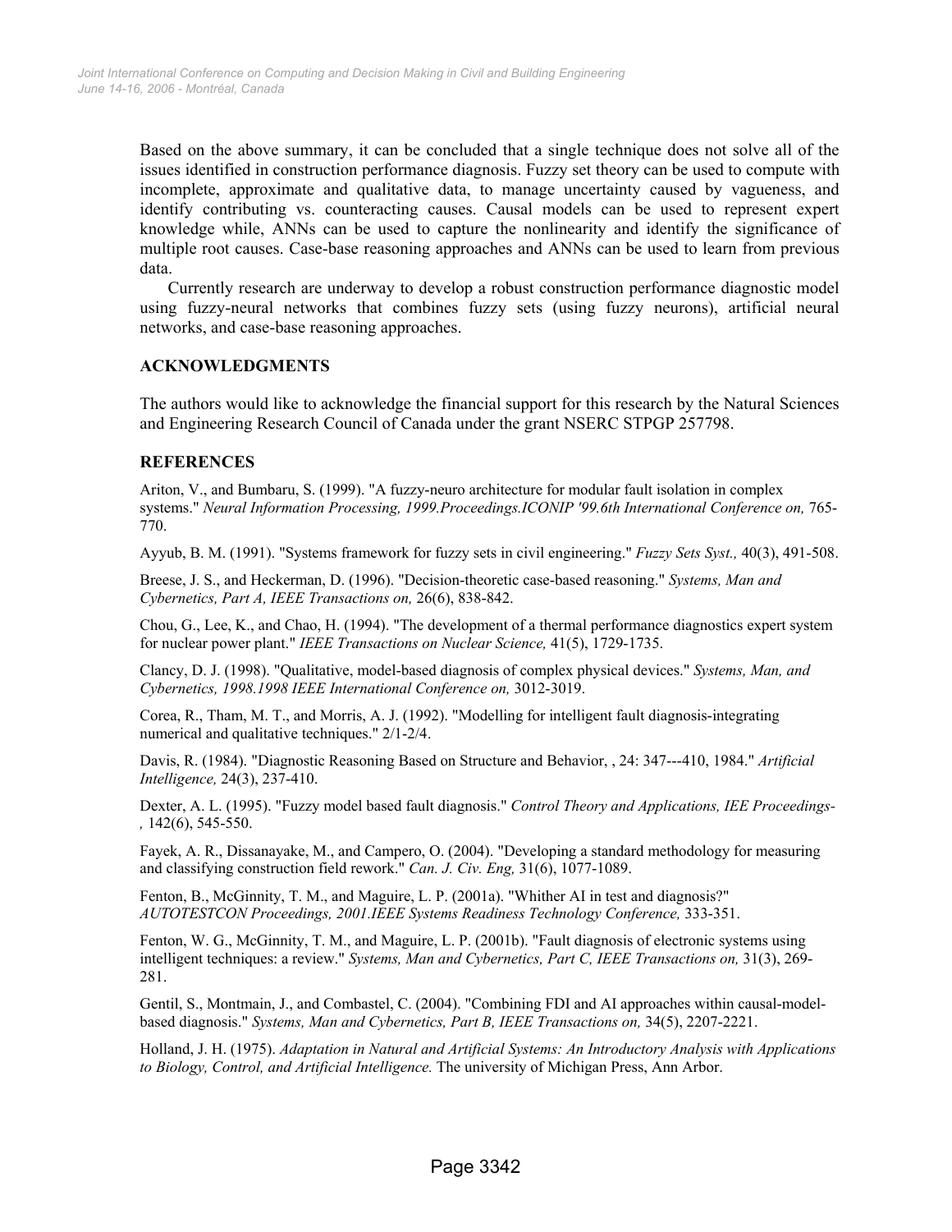Based on the above summary, it can be concluded that a single technique does not solve all of the issues identified in construction performance diagnosis. Fuzzy set theory can be used to compute with incomplete, approximate and qualitative data, to manage uncertainty caused by vagueness, and identify contributing vs. counteracting causes. Causal models can be used to represent expert knowledge while, ANNs can be used to capture the nonlinearity and identify the significance of multiple root causes. Case-base reasoning approaches and ANNs can be used to learn from previous data.

Currently research are underway to develop a robust construction performance diagnostic model using fuzzy-neural networks that combines fuzzy sets (using fuzzy neurons), artificial neural networks, and case-base reasoning approaches.

## ACKNOWLEDGMENTS

The authors would like to acknowledge the financial support for this research by the Natural Sciences and Engineering Research Council of Canada under the grant NSERC STPGP 257798.

## REFERENCES

Ariton, V., and Bumbaru, S. (1999). "A fuzzy-neuro architecture for modular fault isolation in complex systems." *Neural Information Processing, 1999.Proceedings.ICONIP '99.6th International Conference on,* 765-770.

Ayyub, B. M. (1991). "Systems framework for fuzzy sets in civil engineering." *Fuzzy Sets Syst.,* 40(3), 491-508.

Breese, J. S., and Heckerman, D. (1996). "Decision-theoretic case-based reasoning." *Systems, Man and Cybernetics, Part A, IEEE Transactions on,* 26(6), 838-842.

Chou, G., Lee, K., and Chao, H. (1994). "The development of a thermal performance diagnostics expert system for nuclear power plant." *IEEE Transactions on Nuclear Science,* 41(5), 1729-1735.

Clancy, D. J. (1998). "Qualitative, model-based diagnosis of complex physical devices." *Systems, Man, and Cybernetics, 1998.1998 IEEE International Conference on,* 3012-3019.

Corea, R., Tham, M. T., and Morris, A. J. (1992). "Modelling for intelligent fault diagnosis-integrating numerical and qualitative techniques." 2/1-2/4.

Davis, R. (1984). "Diagnostic Reasoning Based on Structure and Behavior, , 24: 347---410, 1984." *Artificial Intelligence,* 24(3), 237-410.

Dexter, A. L. (1995). "Fuzzy model based fault diagnosis." *Control Theory and Applications, IEE Proceedings-,* 142(6), 545-550.

Fayek, A. R., Dissanayake, M., and Campero, O. (2004). "Developing a standard methodology for measuring and classifying construction field rework." *Can. J. Civ. Eng,* 31(6), 1077-1089.

Fenton, B., McGinnity, T. M., and Maguire, L. P. (2001a). "Whither AI in test and diagnosis?" *AUTOTESTCON Proceedings, 2001.IEEE Systems Readiness Technology Conference,* 333-351.

Fenton, W. G., McGinnity, T. M., and Maguire, L. P. (2001b). "Fault diagnosis of electronic systems using intelligent techniques: a review." *Systems, Man and Cybernetics, Part C, IEEE Transactions on,* 31(3), 269-281.

Gentil, S., Montmain, J., and Combastel, C. (2004). "Combining FDI and AI approaches within causal-model-based diagnosis." *Systems, Man and Cybernetics, Part B, IEEE Transactions on,* 34(5), 2207-2221.

Holland, J. H. (1975). *Adaptation in Natural and Artificial Systems: An Introductory Analysis with Applications to Biology, Control, and Artificial Intelligence.* The university of Michigan Press, Ann Arbor.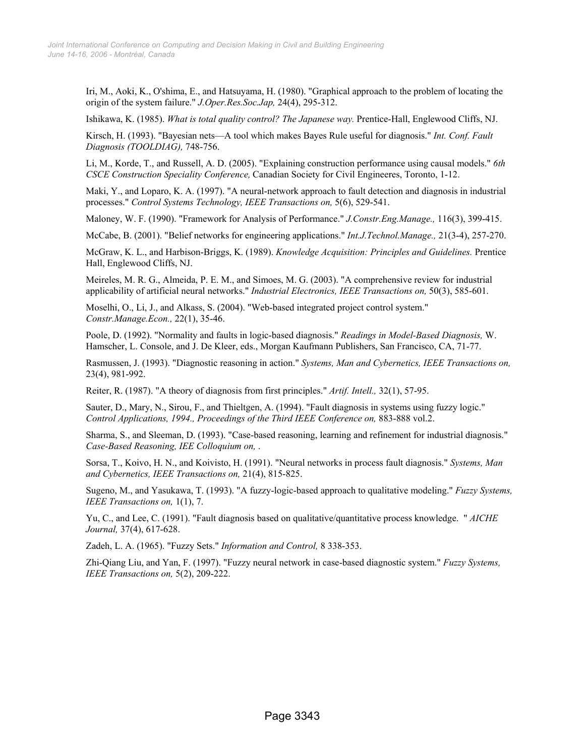Iri, M., Aoki, K., O'shima, E., and Hatsuyama, H. (1980). "Graphical approach to the problem of locating the origin of the system failure." *J.Oper.Res.Soc.Jap,* 24(4), 295-312.

Ishikawa, K. (1985). *What is total quality control? The Japanese way.* Prentice-Hall, Englewood Cliffs, NJ.

Kirsch, H. (1993). "Bayesian nets—A tool which makes Bayes Rule useful for diagnosis." *Int. Conf. Fault Diagnosis (TOOLDIAG),* 748-756.

Li, M., Korde, T., and Russell, A. D. (2005). "Explaining construction performance using causal models." *6th CSCE Construction Speciality Conference,* Canadian Society for Civil Engineeres, Toronto, 1-12.

Maki, Y., and Loparo, K. A. (1997). "A neural-network approach to fault detection and diagnosis in industrial processes." *Control Systems Technology, IEEE Transactions on,* 5(6), 529-541.

Maloney, W. F. (1990). "Framework for Analysis of Performance." *J.Constr.Eng.Manage.,* 116(3), 399-415.

McCabe, B. (2001). "Belief networks for engineering applications." *Int.J.Technol.Manage.,* 21(3-4), 257-270.

McGraw, K. L., and Harbison-Briggs, K. (1989). *Knowledge Acquisition: Principles and Guidelines.* Prentice Hall, Englewood Cliffs, NJ.

Meireles, M. R. G., Almeida, P. E. M., and Simoes, M. G. (2003). "A comprehensive review for industrial applicability of artificial neural networks." *Industrial Electronics, IEEE Transactions on,* 50(3), 585-601.

Moselhi, O., Li, J., and Alkass, S. (2004). "Web-based integrated project control system." *Constr.Manage.Econ.,* 22(1), 35-46.

Poole, D. (1992). "Normality and faults in logic-based diagnosis." *Readings in Model-Based Diagnosis,* W. Hamscher, L. Console, and J. De Kleer, eds., Morgan Kaufmann Publishers, San Francisco, CA, 71-77.

Rasmussen, J. (1993). "Diagnostic reasoning in action." *Systems, Man and Cybernetics, IEEE Transactions on,* 23(4), 981-992.

Reiter, R. (1987). "A theory of diagnosis from first principles." *Artif. Intell.,* 32(1), 57-95.

Sauter, D., Mary, N., Sirou, F., and Thieltgen, A. (1994). "Fault diagnosis in systems using fuzzy logic." *Control Applications, 1994., Proceedings of the Third IEEE Conference on,* 883-888 vol.2.

Sharma, S., and Sleeman, D. (1993). "Case-based reasoning, learning and refinement for industrial diagnosis." *Case-Based Reasoning, IEE Colloquium on,* .

Sorsa, T., Koivo, H. N., and Koivisto, H. (1991). "Neural networks in process fault diagnosis." *Systems, Man and Cybernetics, IEEE Transactions on,* 21(4), 815-825.

Sugeno, M., and Yasukawa, T. (1993). "A fuzzy-logic-based approach to qualitative modeling." *Fuzzy Systems, IEEE Transactions on,* 1(1), 7.

Yu, C., and Lee, C. (1991). "Fault diagnosis based on qualitative/quantitative process knowledge. " *AICHE Journal,* 37(4), 617-628.

Zadeh, L. A. (1965). "Fuzzy Sets." *Information and Control,* 8 338-353.

Zhi-Qiang Liu, and Yan, F. (1997). "Fuzzy neural network in case-based diagnostic system." *Fuzzy Systems, IEEE Transactions on,* 5(2), 209-222.